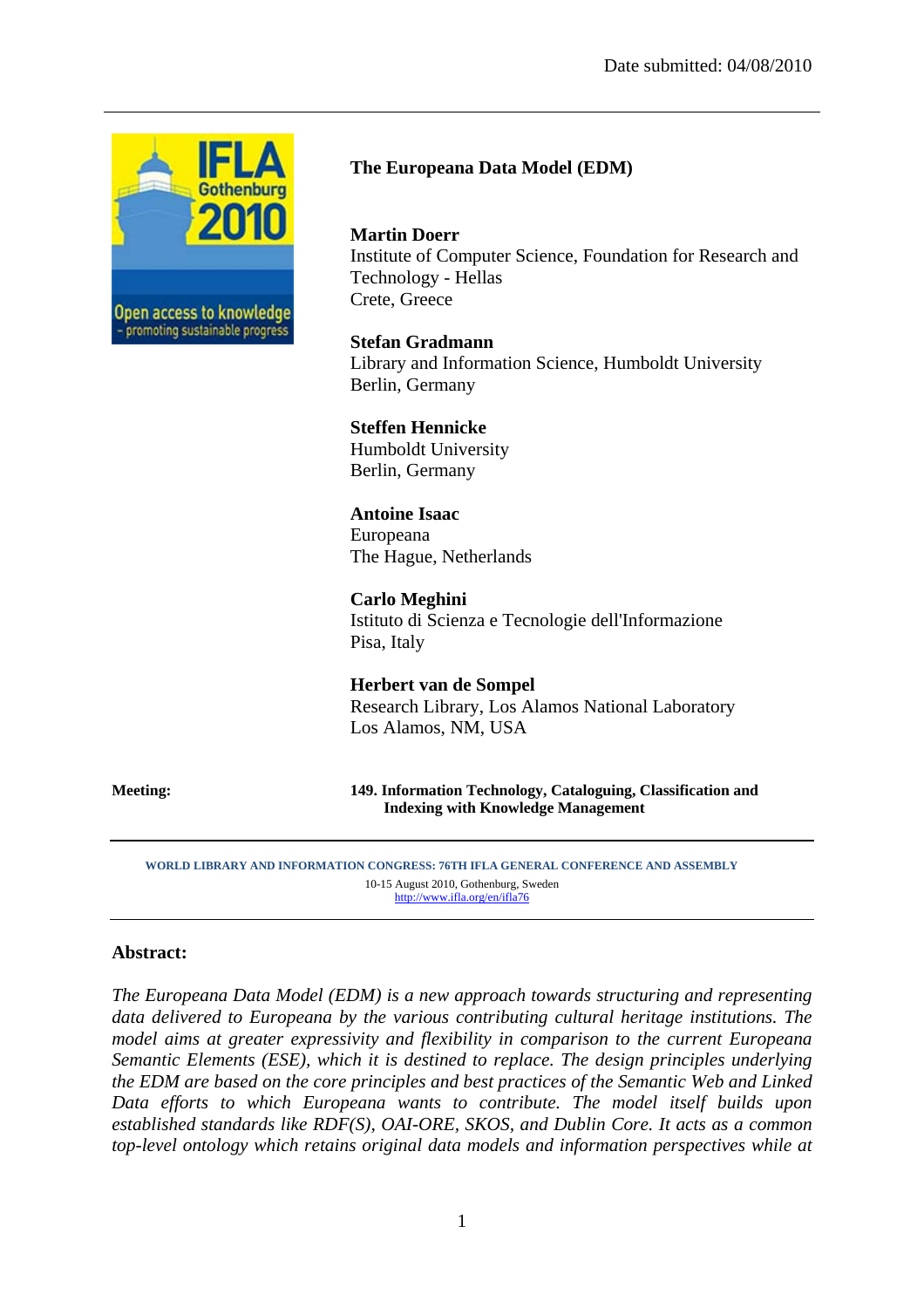Date submitted: 04/08/2010

# The Europeana Data Model (EDM)

**Martin Doerr**
Institute of Computer Science, Foundation for Research and Technology - Hellas
Crete, Greece

**Stefan Gradmann**
Library and Information Science, Humboldt University
Berlin, Germany

**Steffen Hennicke**
Humboldt University
Berlin, Germany

**Antoine Isaac**
Europeana
The Hague, Netherlands

**Carlo Meghini**
Istituto di Scienza e Tecnologie dell'Informazione
Pisa, Italy

**Herbert van de Sompel**
Research Library, Los Alamos National Laboratory
Los Alamos, NM, USA

**Meeting:** **149. Information Technology, Cataloguing, Classification and Indexing with Knowledge Management**

WORLD LIBRARY AND INFORMATION CONGRESS: 76TH IFLA GENERAL CONFERENCE AND ASSEMBLY
10-15 August 2010, Gothenburg, Sweden
http://www.ifla.org/en/ifla76

## Abstract:

*The Europeana Data Model (EDM) is a new approach towards structuring and representing data delivered to Europeana by the various contributing cultural heritage institutions. The model aims at greater expressivity and flexibility in comparison to the current Europeana Semantic Elements (ESE), which it is destined to replace. The design principles underlying the EDM are based on the core principles and best practices of the Semantic Web and Linked Data efforts to which Europeana wants to contribute. The model itself builds upon established standards like RDF(S), OAI-ORE, SKOS, and Dublin Core. It acts as a common top-level ontology which retains original data models and information perspectives while at*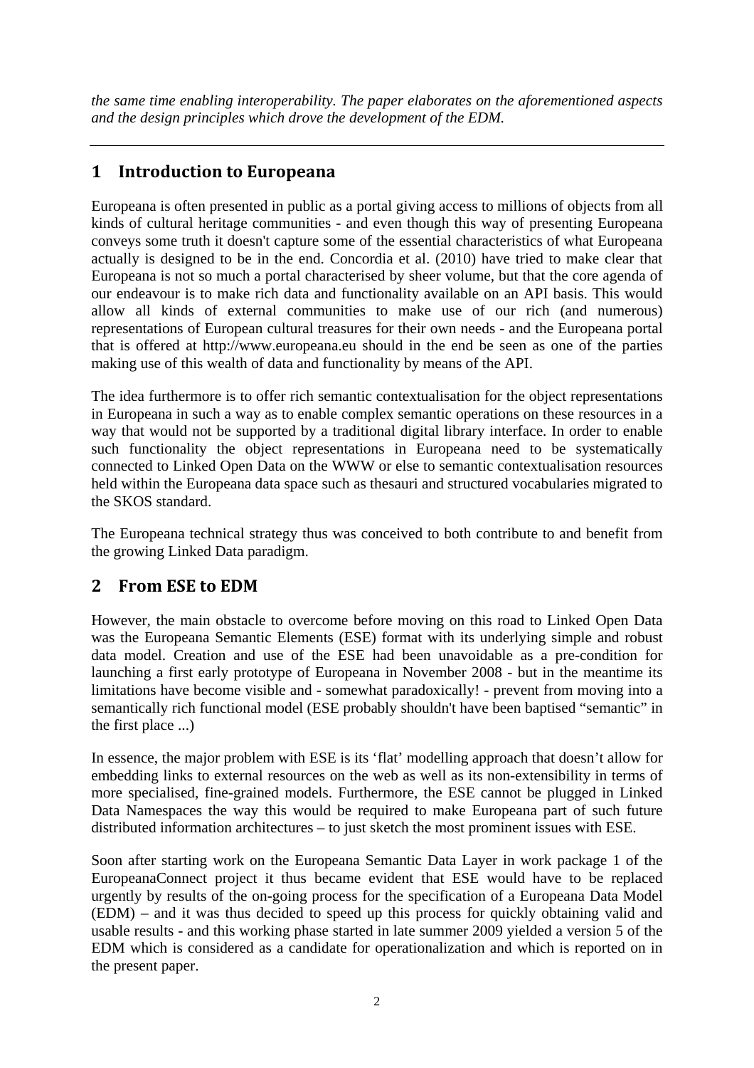*the same time enabling interoperability. The paper elaborates on the aforementioned aspects and the design principles which drove the development of the EDM.*

---

## 1 Introduction to Europeana

Europeana is often presented in public as a portal giving access to millions of objects from all kinds of cultural heritage communities - and even though this way of presenting Europeana conveys some truth it doesn't capture some of the essential characteristics of what Europeana actually is designed to be in the end. Concordia et al. (2010) have tried to make clear that Europeana is not so much a portal characterised by sheer volume, but that the core agenda of our endeavour is to make rich data and functionality available on an API basis. This would allow all kinds of external communities to make use of our rich (and numerous) representations of European cultural treasures for their own needs - and the Europeana portal that is offered at http://www.europeana.eu should in the end be seen as one of the parties making use of this wealth of data and functionality by means of the API.

The idea furthermore is to offer rich semantic contextualisation for the object representations in Europeana in such a way as to enable complex semantic operations on these resources in a way that would not be supported by a traditional digital library interface. In order to enable such functionality the object representations in Europeana need to be systematically connected to Linked Open Data on the WWW or else to semantic contextualisation resources held within the Europeana data space such as thesauri and structured vocabularies migrated to the SKOS standard.

The Europeana technical strategy thus was conceived to both contribute to and benefit from the growing Linked Data paradigm.

## 2 From ESE to EDM

However, the main obstacle to overcome before moving on this road to Linked Open Data was the Europeana Semantic Elements (ESE) format with its underlying simple and robust data model. Creation and use of the ESE had been unavoidable as a pre-condition for launching a first early prototype of Europeana in November 2008 - but in the meantime its limitations have become visible and - somewhat paradoxically! - prevent from moving into a semantically rich functional model (ESE probably shouldn't have been baptised "semantic" in the first place ...)

In essence, the major problem with ESE is its 'flat' modelling approach that doesn't allow for embedding links to external resources on the web as well as its non-extensibility in terms of more specialised, fine-grained models. Furthermore, the ESE cannot be plugged in Linked Data Namespaces the way this would be required to make Europeana part of such future distributed information architectures – to just sketch the most prominent issues with ESE.

Soon after starting work on the Europeana Semantic Data Layer in work package 1 of the EuropeanaConnect project it thus became evident that ESE would have to be replaced urgently by results of the on-going process for the specification of a Europeana Data Model (EDM) – and it was thus decided to speed up this process for quickly obtaining valid and usable results - and this working phase started in late summer 2009 yielded a version 5 of the EDM which is considered as a candidate for operationalization and which is reported on in the present paper.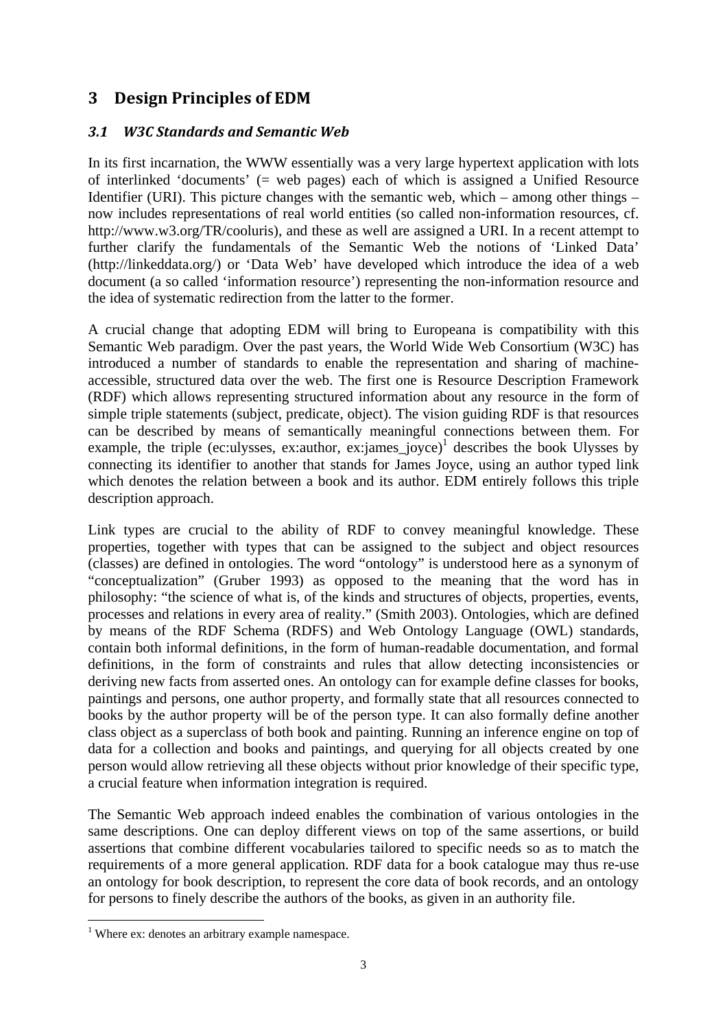## 3 Design Principles of EDM

### *3.1 W3C Standards and Semantic Web*

In its first incarnation, the WWW essentially was a very large hypertext application with lots of interlinked 'documents' (= web pages) each of which is assigned a Unified Resource Identifier (URI). This picture changes with the semantic web, which – among other things – now includes representations of real world entities (so called non-information resources, cf. http://www.w3.org/TR/cooluris), and these as well are assigned a URI. In a recent attempt to further clarify the fundamentals of the Semantic Web the notions of 'Linked Data' (http://linkeddata.org/) or 'Data Web' have developed which introduce the idea of a web document (a so called 'information resource') representing the non-information resource and the idea of systematic redirection from the latter to the former.

A crucial change that adopting EDM will bring to Europeana is compatibility with this Semantic Web paradigm. Over the past years, the World Wide Web Consortium (W3C) has introduced a number of standards to enable the representation and sharing of machine-accessible, structured data over the web. The first one is Resource Description Framework (RDF) which allows representing structured information about any resource in the form of simple triple statements (subject, predicate, object). The vision guiding RDF is that resources can be described by means of semantically meaningful connections between them. For example, the triple (ec:ulysses, ex:author, ex:james_joyce)[1] describes the book Ulysses by connecting its identifier to another that stands for James Joyce, using an author typed link which denotes the relation between a book and its author. EDM entirely follows this triple description approach.

Link types are crucial to the ability of RDF to convey meaningful knowledge. These properties, together with types that can be assigned to the subject and object resources (classes) are defined in ontologies. The word "ontology" is understood here as a synonym of "conceptualization" (Gruber 1993) as opposed to the meaning that the word has in philosophy: "the science of what is, of the kinds and structures of objects, properties, events, processes and relations in every area of reality." (Smith 2003). Ontologies, which are defined by means of the RDF Schema (RDFS) and Web Ontology Language (OWL) standards, contain both informal definitions, in the form of human-readable documentation, and formal definitions, in the form of constraints and rules that allow detecting inconsistencies or deriving new facts from asserted ones. An ontology can for example define classes for books, paintings and persons, one author property, and formally state that all resources connected to books by the author property will be of the person type. It can also formally define another class object as a superclass of both book and painting. Running an inference engine on top of data for a collection and books and paintings, and querying for all objects created by one person would allow retrieving all these objects without prior knowledge of their specific type, a crucial feature when information integration is required.

The Semantic Web approach indeed enables the combination of various ontologies in the same descriptions. One can deploy different views on top of the same assertions, or build assertions that combine different vocabularies tailored to specific needs so as to match the requirements of a more general application. RDF data for a book catalogue may thus re-use an ontology for book description, to represent the core data of book records, and an ontology for persons to finely describe the authors of the books, as given in an authority file.

[1] Where ex: denotes an arbitrary example namespace.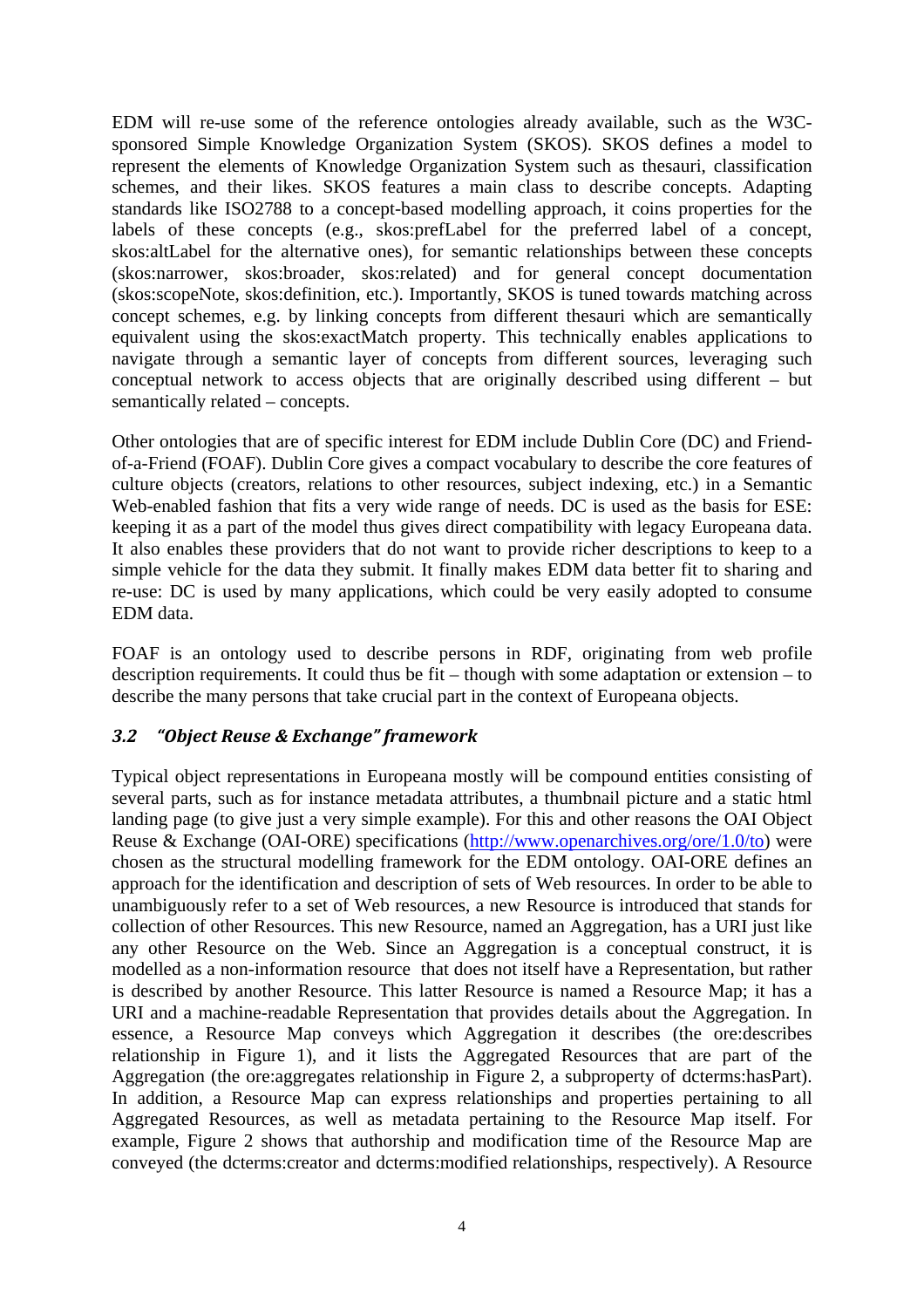EDM will re-use some of the reference ontologies already available, such as the W3C-sponsored Simple Knowledge Organization System (SKOS). SKOS defines a model to represent the elements of Knowledge Organization System such as thesauri, classification schemes, and their likes. SKOS features a main class to describe concepts. Adapting standards like ISO2788 to a concept-based modelling approach, it coins properties for the labels of these concepts (e.g., skos:prefLabel for the preferred label of a concept, skos:altLabel for the alternative ones), for semantic relationships between these concepts (skos:narrower, skos:broader, skos:related) and for general concept documentation (skos:scopeNote, skos:definition, etc.). Importantly, SKOS is tuned towards matching across concept schemes, e.g. by linking concepts from different thesauri which are semantically equivalent using the skos:exactMatch property. This technically enables applications to navigate through a semantic layer of concepts from different sources, leveraging such conceptual network to access objects that are originally described using different – but semantically related – concepts.

Other ontologies that are of specific interest for EDM include Dublin Core (DC) and Friend-of-a-Friend (FOAF). Dublin Core gives a compact vocabulary to describe the core features of culture objects (creators, relations to other resources, subject indexing, etc.) in a Semantic Web-enabled fashion that fits a very wide range of needs. DC is used as the basis for ESE: keeping it as a part of the model thus gives direct compatibility with legacy Europeana data. It also enables these providers that do not want to provide richer descriptions to keep to a simple vehicle for the data they submit. It finally makes EDM data better fit to sharing and re-use: DC is used by many applications, which could be very easily adopted to consume EDM data.

FOAF is an ontology used to describe persons in RDF, originating from web profile description requirements. It could thus be fit – though with some adaptation or extension – to describe the many persons that take crucial part in the context of Europeana objects.

### *3.2 "Object Reuse & Exchange" framework*

Typical object representations in Europeana mostly will be compound entities consisting of several parts, such as for instance metadata attributes, a thumbnail picture and a static html landing page (to give just a very simple example). For this and other reasons the OAI Object Reuse & Exchange (OAI-ORE) specifications (http://www.openarchives.org/ore/1.0/to) were chosen as the structural modelling framework for the EDM ontology. OAI-ORE defines an approach for the identification and description of sets of Web resources. In order to be able to unambiguously refer to a set of Web resources, a new Resource is introduced that stands for collection of other Resources. This new Resource, named an Aggregation, has a URI just like any other Resource on the Web. Since an Aggregation is a conceptual construct, it is modelled as a non-information resource that does not itself have a Representation, but rather is described by another Resource. This latter Resource is named a Resource Map; it has a URI and a machine-readable Representation that provides details about the Aggregation. In essence, a Resource Map conveys which Aggregation it describes (the ore:describes relationship in Figure 1), and it lists the Aggregated Resources that are part of the Aggregation (the ore:aggregates relationship in Figure 2, a subproperty of dcterms:hasPart). In addition, a Resource Map can express relationships and properties pertaining to all Aggregated Resources, as well as metadata pertaining to the Resource Map itself. For example, Figure 2 shows that authorship and modification time of the Resource Map are conveyed (the dcterms:creator and dcterms:modified relationships, respectively). A Resource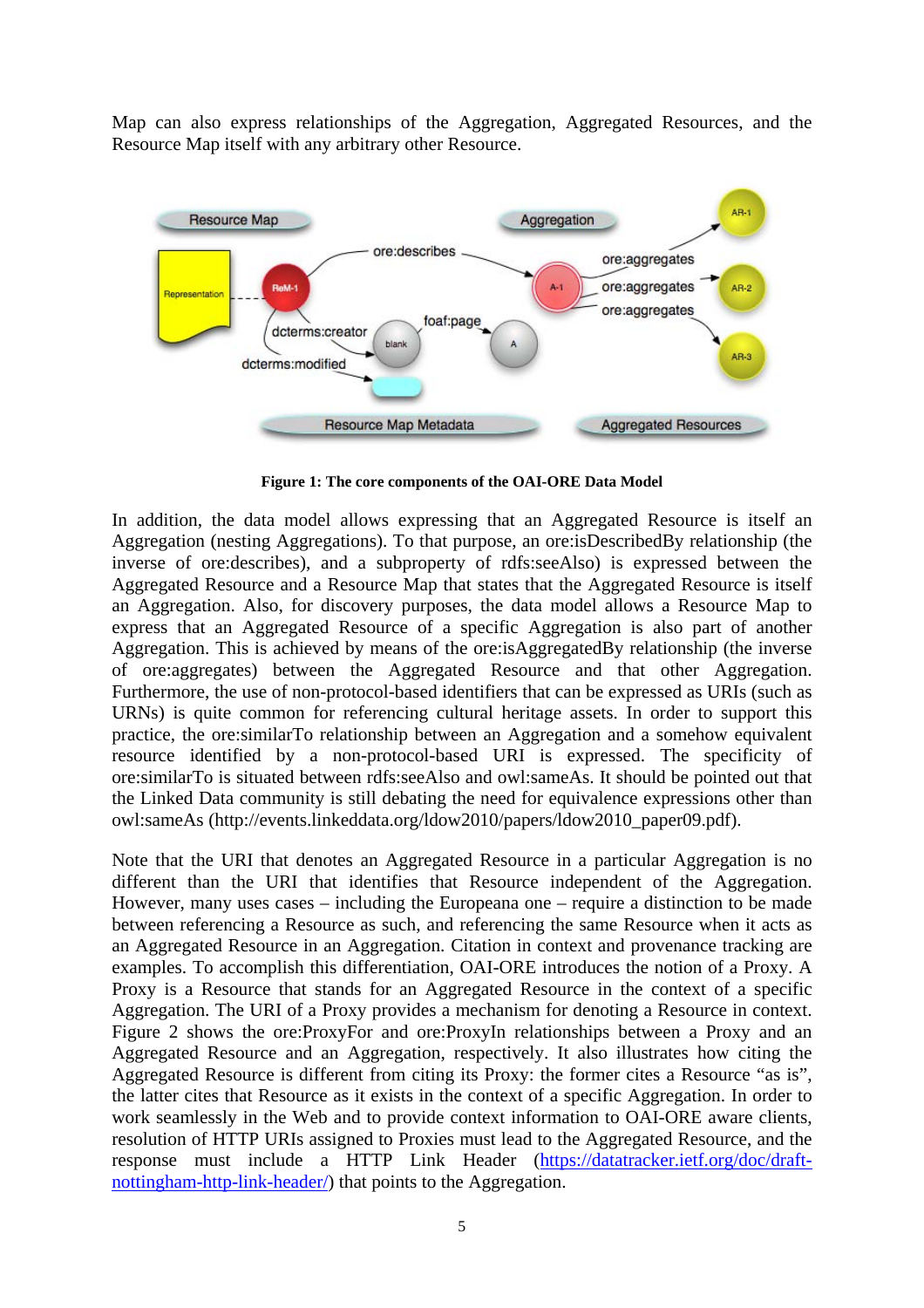Map can also express relationships of the Aggregation, Aggregated Resources, and the Resource Map itself with any arbitrary other Resource.

**Figure 1: The core components of the OAI-ORE Data Model**

In addition, the data model allows expressing that an Aggregated Resource is itself an Aggregation (nesting Aggregations). To that purpose, an ore:isDescribedBy relationship (the inverse of ore:describes), and a subproperty of rdfs:seeAlso) is expressed between the Aggregated Resource and a Resource Map that states that the Aggregated Resource is itself an Aggregation. Also, for discovery purposes, the data model allows a Resource Map to express that an Aggregated Resource of a specific Aggregation is also part of another Aggregation. This is achieved by means of the ore:isAggregatedBy relationship (the inverse of ore:aggregates) between the Aggregated Resource and that other Aggregation. Furthermore, the use of non-protocol-based identifiers that can be expressed as URIs (such as URNs) is quite common for referencing cultural heritage assets. In order to support this practice, the ore:similarTo relationship between an Aggregation and a somehow equivalent resource identified by a non-protocol-based URI is expressed. The specificity of ore:similarTo is situated between rdfs:seeAlso and owl:sameAs. It should be pointed out that the Linked Data community is still debating the need for equivalence expressions other than owl:sameAs (http://events.linkeddata.org/ldow2010/papers/ldow2010_paper09.pdf).

Note that the URI that denotes an Aggregated Resource in a particular Aggregation is no different than the URI that identifies that Resource independent of the Aggregation. However, many uses cases – including the Europeana one – require a distinction to be made between referencing a Resource as such, and referencing the same Resource when it acts as an Aggregated Resource in an Aggregation. Citation in context and provenance tracking are examples. To accomplish this differentiation, OAI-ORE introduces the notion of a Proxy. A Proxy is a Resource that stands for an Aggregated Resource in the context of a specific Aggregation. The URI of a Proxy provides a mechanism for denoting a Resource in context. Figure 2 shows the ore:ProxyFor and ore:ProxyIn relationships between a Proxy and an Aggregated Resource and an Aggregation, respectively. It also illustrates how citing the Aggregated Resource is different from citing its Proxy: the former cites a Resource "as is", the latter cites that Resource as it exists in the context of a specific Aggregation. In order to work seamlessly in the Web and to provide context information to OAI-ORE aware clients, resolution of HTTP URIs assigned to Proxies must lead to the Aggregated Resource, and the response must include a HTTP Link Header (https://datatracker.ietf.org/doc/draft-nottingham-http-link-header/) that points to the Aggregation.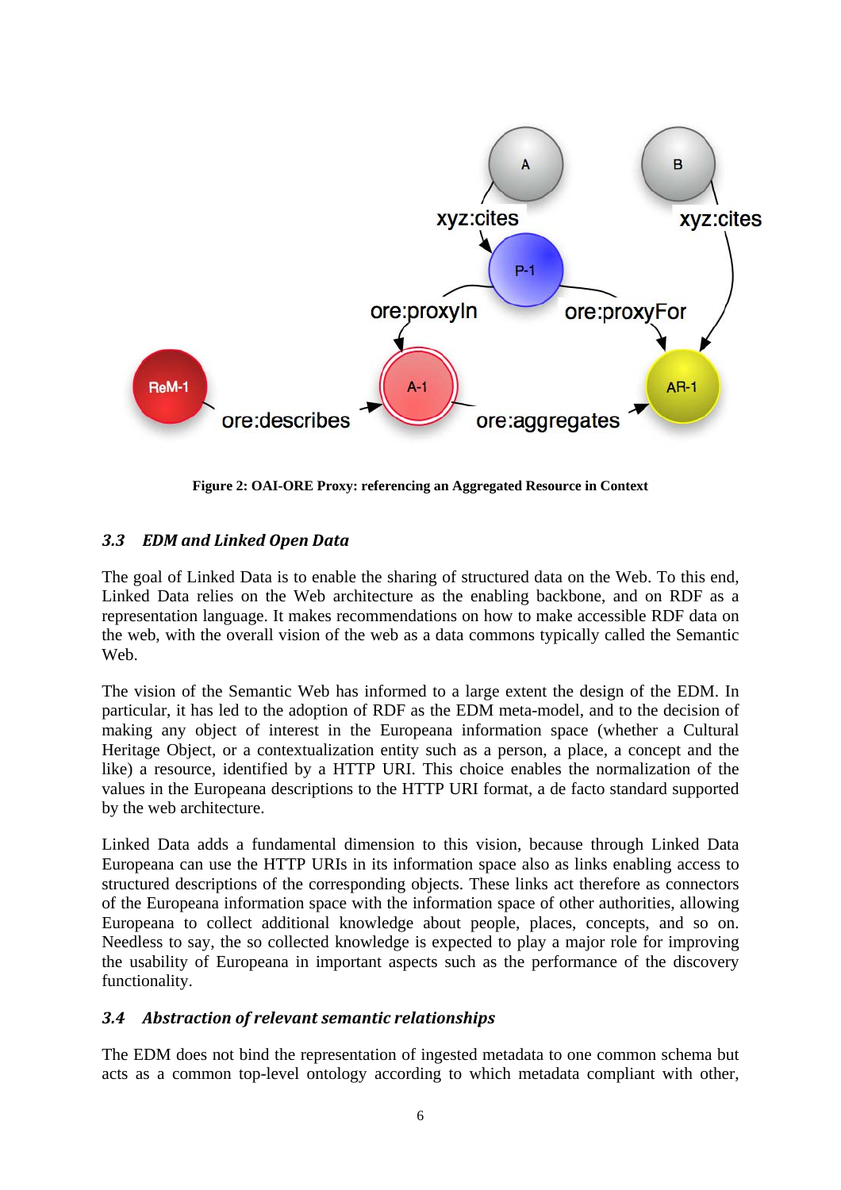**Figure 2: OAI-ORE Proxy: referencing an Aggregated Resource in Context**

### *3.3 EDM and Linked Open Data*

The goal of Linked Data is to enable the sharing of structured data on the Web. To this end, Linked Data relies on the Web architecture as the enabling backbone, and on RDF as a representation language. It makes recommendations on how to make accessible RDF data on the web, with the overall vision of the web as a data commons typically called the Semantic Web.

The vision of the Semantic Web has informed to a large extent the design of the EDM. In particular, it has led to the adoption of RDF as the EDM meta-model, and to the decision of making any object of interest in the Europeana information space (whether a Cultural Heritage Object, or a contextualization entity such as a person, a place, a concept and the like) a resource, identified by a HTTP URI. This choice enables the normalization of the values in the Europeana descriptions to the HTTP URI format, a de facto standard supported by the web architecture.

Linked Data adds a fundamental dimension to this vision, because through Linked Data Europeana can use the HTTP URIs in its information space also as links enabling access to structured descriptions of the corresponding objects. These links act therefore as connectors of the Europeana information space with the information space of other authorities, allowing Europeana to collect additional knowledge about people, places, concepts, and so on. Needless to say, the so collected knowledge is expected to play a major role for improving the usability of Europeana in important aspects such as the performance of the discovery functionality.

### *3.4 Abstraction of relevant semantic relationships*

The EDM does not bind the representation of ingested metadata to one common schema but acts as a common top-level ontology according to which metadata compliant with other,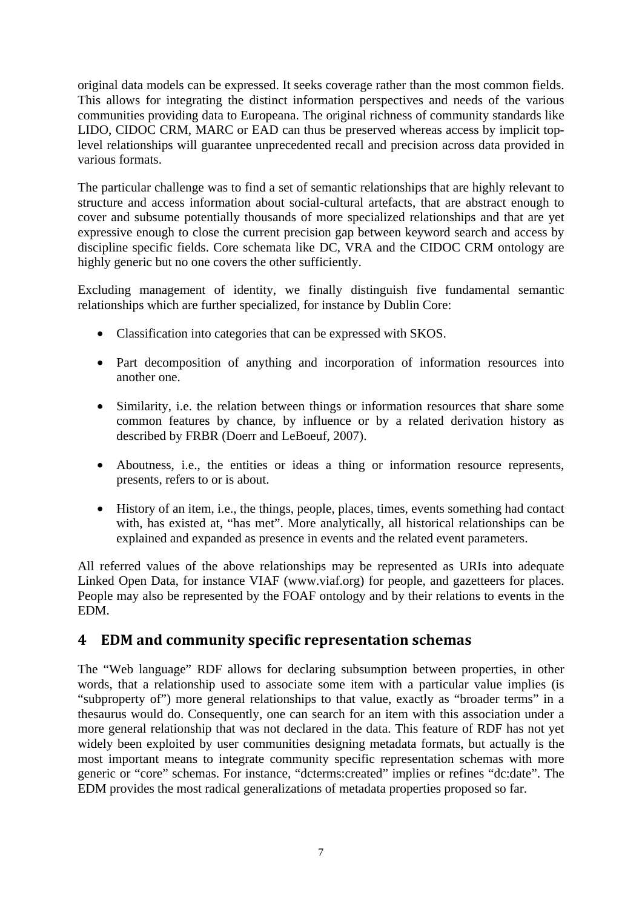original data models can be expressed. It seeks coverage rather than the most common fields. This allows for integrating the distinct information perspectives and needs of the various communities providing data to Europeana. The original richness of community standards like LIDO, CIDOC CRM, MARC or EAD can thus be preserved whereas access by implicit top-level relationships will guarantee unprecedented recall and precision across data provided in various formats.

The particular challenge was to find a set of semantic relationships that are highly relevant to structure and access information about social-cultural artefacts, that are abstract enough to cover and subsume potentially thousands of more specialized relationships and that are yet expressive enough to close the current precision gap between keyword search and access by discipline specific fields. Core schemata like DC, VRA and the CIDOC CRM ontology are highly generic but no one covers the other sufficiently.

Excluding management of identity, we finally distinguish five fundamental semantic relationships which are further specialized, for instance by Dublin Core:

- Classification into categories that can be expressed with SKOS.
- Part decomposition of anything and incorporation of information resources into another one.
- Similarity, i.e. the relation between things or information resources that share some common features by chance, by influence or by a related derivation history as described by FRBR (Doerr and LeBoeuf, 2007).
- Aboutness, i.e., the entities or ideas a thing or information resource represents, presents, refers to or is about.
- History of an item, i.e., the things, people, places, times, events something had contact with, has existed at, "has met". More analytically, all historical relationships can be explained and expanded as presence in events and the related event parameters.

All referred values of the above relationships may be represented as URIs into adequate Linked Open Data, for instance VIAF (www.viaf.org) for people, and gazetteers for places. People may also be represented by the FOAF ontology and by their relations to events in the EDM.

## 4 EDM and community specific representation schemas

The "Web language" RDF allows for declaring subsumption between properties, in other words, that a relationship used to associate some item with a particular value implies (is "subproperty of") more general relationships to that value, exactly as "broader terms" in a thesaurus would do. Consequently, one can search for an item with this association under a more general relationship that was not declared in the data. This feature of RDF has not yet widely been exploited by user communities designing metadata formats, but actually is the most important means to integrate community specific representation schemas with more generic or "core" schemas. For instance, "dcterms:created" implies or refines "dc:date". The EDM provides the most radical generalizations of metadata properties proposed so far.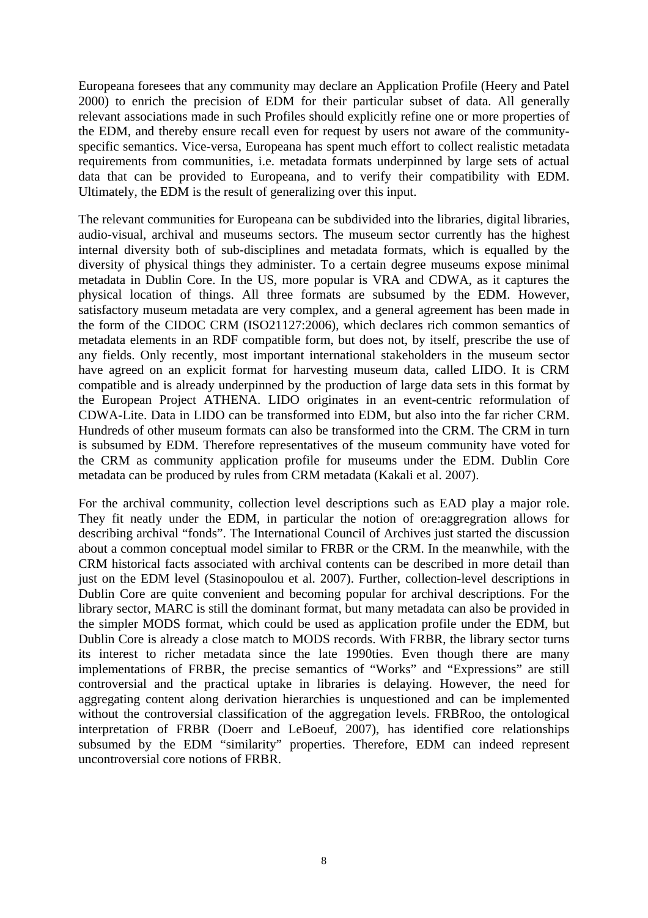Europeana foresees that any community may declare an Application Profile (Heery and Patel 2000) to enrich the precision of EDM for their particular subset of data. All generally relevant associations made in such Profiles should explicitly refine one or more properties of the EDM, and thereby ensure recall even for request by users not aware of the community-specific semantics. Vice-versa, Europeana has spent much effort to collect realistic metadata requirements from communities, i.e. metadata formats underpinned by large sets of actual data that can be provided to Europeana, and to verify their compatibility with EDM. Ultimately, the EDM is the result of generalizing over this input.

The relevant communities for Europeana can be subdivided into the libraries, digital libraries, audio-visual, archival and museums sectors. The museum sector currently has the highest internal diversity both of sub-disciplines and metadata formats, which is equalled by the diversity of physical things they administer. To a certain degree museums expose minimal metadata in Dublin Core. In the US, more popular is VRA and CDWA, as it captures the physical location of things. All three formats are subsumed by the EDM. However, satisfactory museum metadata are very complex, and a general agreement has been made in the form of the CIDOC CRM (ISO21127:2006), which declares rich common semantics of metadata elements in an RDF compatible form, but does not, by itself, prescribe the use of any fields. Only recently, most important international stakeholders in the museum sector have agreed on an explicit format for harvesting museum data, called LIDO. It is CRM compatible and is already underpinned by the production of large data sets in this format by the European Project ATHENA. LIDO originates in an event-centric reformulation of CDWA-Lite. Data in LIDO can be transformed into EDM, but also into the far richer CRM. Hundreds of other museum formats can also be transformed into the CRM. The CRM in turn is subsumed by EDM. Therefore representatives of the museum community have voted for the CRM as community application profile for museums under the EDM. Dublin Core metadata can be produced by rules from CRM metadata (Kakali et al. 2007).

For the archival community, collection level descriptions such as EAD play a major role. They fit neatly under the EDM, in particular the notion of ore:aggregration allows for describing archival "fonds". The International Council of Archives just started the discussion about a common conceptual model similar to FRBR or the CRM. In the meanwhile, with the CRM historical facts associated with archival contents can be described in more detail than just on the EDM level (Stasinopoulou et al. 2007). Further, collection-level descriptions in Dublin Core are quite convenient and becoming popular for archival descriptions. For the library sector, MARC is still the dominant format, but many metadata can also be provided in the simpler MODS format, which could be used as application profile under the EDM, but Dublin Core is already a close match to MODS records. With FRBR, the library sector turns its interest to richer metadata since the late 1990ties. Even though there are many implementations of FRBR, the precise semantics of "Works" and "Expressions" are still controversial and the practical uptake in libraries is delaying. However, the need for aggregating content along derivation hierarchies is unquestioned and can be implemented without the controversial classification of the aggregation levels. FRBRoo, the ontological interpretation of FRBR (Doerr and LeBoeuf, 2007), has identified core relationships subsumed by the EDM "similarity" properties. Therefore, EDM can indeed represent uncontroversial core notions of FRBR.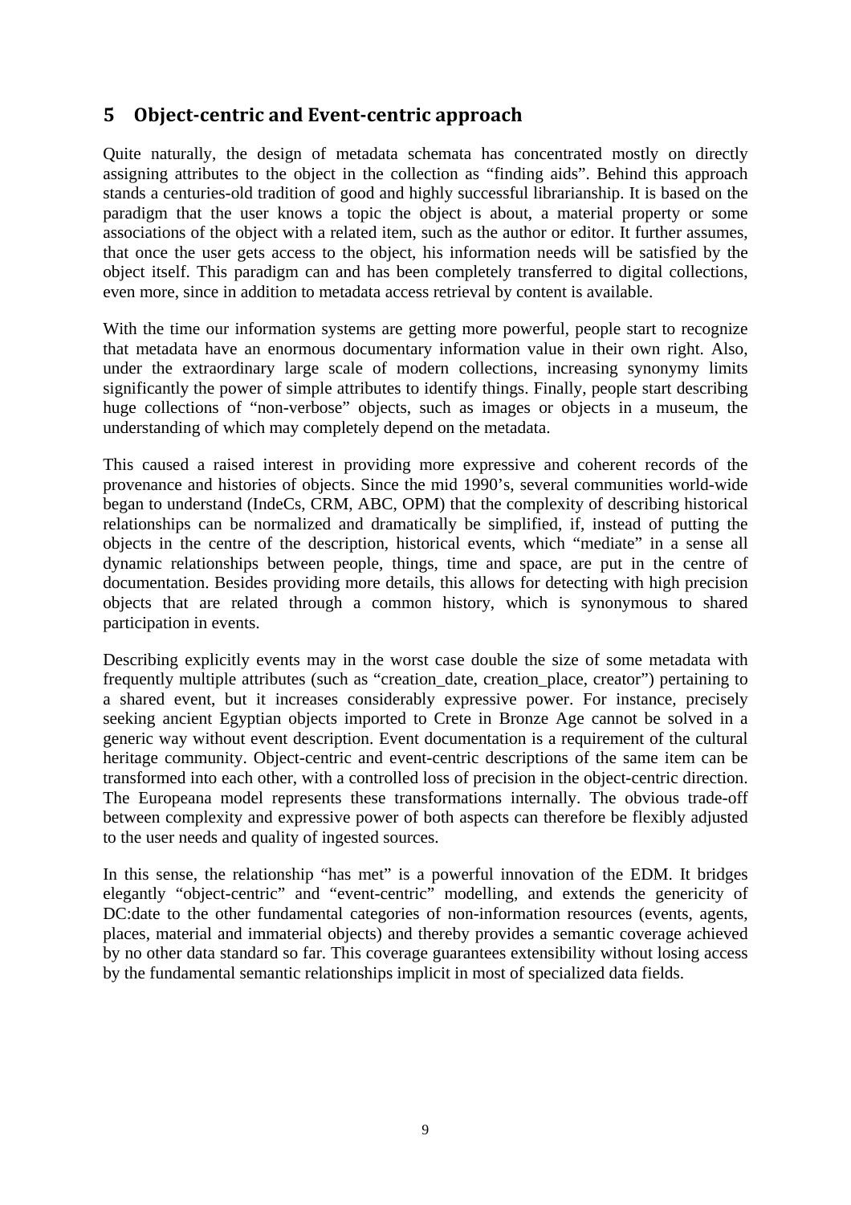## 5 Object-centric and Event-centric approach

Quite naturally, the design of metadata schemata has concentrated mostly on directly assigning attributes to the object in the collection as "finding aids". Behind this approach stands a centuries-old tradition of good and highly successful librarianship. It is based on the paradigm that the user knows a topic the object is about, a material property or some associations of the object with a related item, such as the author or editor. It further assumes, that once the user gets access to the object, his information needs will be satisfied by the object itself. This paradigm can and has been completely transferred to digital collections, even more, since in addition to metadata access retrieval by content is available.

With the time our information systems are getting more powerful, people start to recognize that metadata have an enormous documentary information value in their own right. Also, under the extraordinary large scale of modern collections, increasing synonymy limits significantly the power of simple attributes to identify things. Finally, people start describing huge collections of "non-verbose" objects, such as images or objects in a museum, the understanding of which may completely depend on the metadata.

This caused a raised interest in providing more expressive and coherent records of the provenance and histories of objects. Since the mid 1990's, several communities world-wide began to understand (IndeCs, CRM, ABC, OPM) that the complexity of describing historical relationships can be normalized and dramatically be simplified, if, instead of putting the objects in the centre of the description, historical events, which "mediate" in a sense all dynamic relationships between people, things, time and space, are put in the centre of documentation. Besides providing more details, this allows for detecting with high precision objects that are related through a common history, which is synonymous to shared participation in events.

Describing explicitly events may in the worst case double the size of some metadata with frequently multiple attributes (such as "creation_date, creation_place, creator") pertaining to a shared event, but it increases considerably expressive power. For instance, precisely seeking ancient Egyptian objects imported to Crete in Bronze Age cannot be solved in a generic way without event description. Event documentation is a requirement of the cultural heritage community. Object-centric and event-centric descriptions of the same item can be transformed into each other, with a controlled loss of precision in the object-centric direction. The Europeana model represents these transformations internally. The obvious trade-off between complexity and expressive power of both aspects can therefore be flexibly adjusted to the user needs and quality of ingested sources.

In this sense, the relationship "has met" is a powerful innovation of the EDM. It bridges elegantly "object-centric" and "event-centric" modelling, and extends the genericity of DC:date to the other fundamental categories of non-information resources (events, agents, places, material and immaterial objects) and thereby provides a semantic coverage achieved by no other data standard so far. This coverage guarantees extensibility without losing access by the fundamental semantic relationships implicit in most of specialized data fields.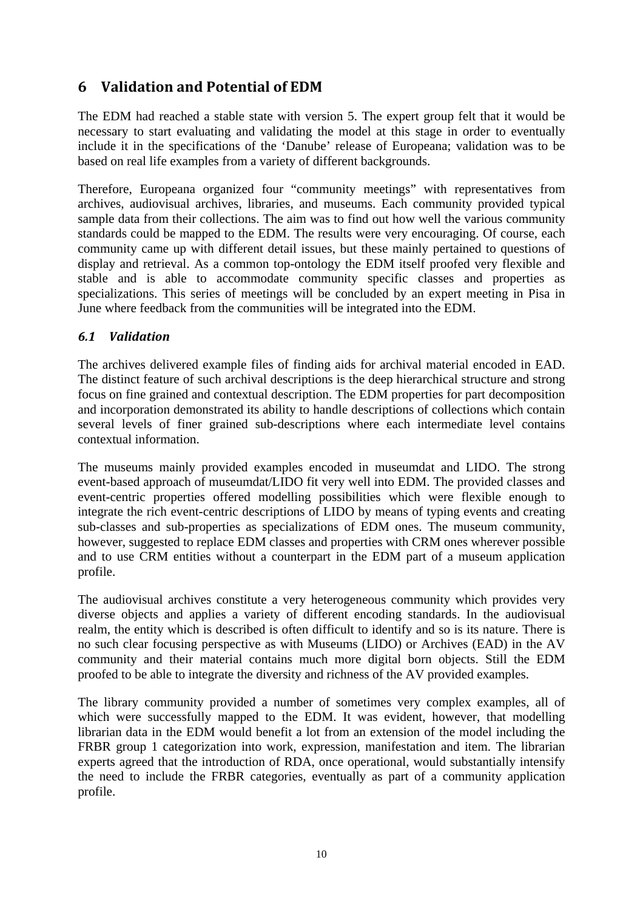# 6 Validation and Potential of EDM

The EDM had reached a stable state with version 5. The expert group felt that it would be necessary to start evaluating and validating the model at this stage in order to eventually include it in the specifications of the 'Danube' release of Europeana; validation was to be based on real life examples from a variety of different backgrounds.

Therefore, Europeana organized four "community meetings" with representatives from archives, audiovisual archives, libraries, and museums. Each community provided typical sample data from their collections. The aim was to find out how well the various community standards could be mapped to the EDM. The results were very encouraging. Of course, each community came up with different detail issues, but these mainly pertained to questions of display and retrieval. As a common top-ontology the EDM itself proofed very flexible and stable and is able to accommodate community specific classes and properties as specializations. This series of meetings will be concluded by an expert meeting in Pisa in June where feedback from the communities will be integrated into the EDM.

## *6.1 Validation*

The archives delivered example files of finding aids for archival material encoded in EAD. The distinct feature of such archival descriptions is the deep hierarchical structure and strong focus on fine grained and contextual description. The EDM properties for part decomposition and incorporation demonstrated its ability to handle descriptions of collections which contain several levels of finer grained sub-descriptions where each intermediate level contains contextual information.

The museums mainly provided examples encoded in museumdat and LIDO. The strong event-based approach of museumdat/LIDO fit very well into EDM. The provided classes and event-centric properties offered modelling possibilities which were flexible enough to integrate the rich event-centric descriptions of LIDO by means of typing events and creating sub-classes and sub-properties as specializations of EDM ones. The museum community, however, suggested to replace EDM classes and properties with CRM ones wherever possible and to use CRM entities without a counterpart in the EDM part of a museum application profile.

The audiovisual archives constitute a very heterogeneous community which provides very diverse objects and applies a variety of different encoding standards. In the audiovisual realm, the entity which is described is often difficult to identify and so is its nature. There is no such clear focusing perspective as with Museums (LIDO) or Archives (EAD) in the AV community and their material contains much more digital born objects. Still the EDM proofed to be able to integrate the diversity and richness of the AV provided examples.

The library community provided a number of sometimes very complex examples, all of which were successfully mapped to the EDM. It was evident, however, that modelling librarian data in the EDM would benefit a lot from an extension of the model including the FRBR group 1 categorization into work, expression, manifestation and item. The librarian experts agreed that the introduction of RDA, once operational, would substantially intensify the need to include the FRBR categories, eventually as part of a community application profile.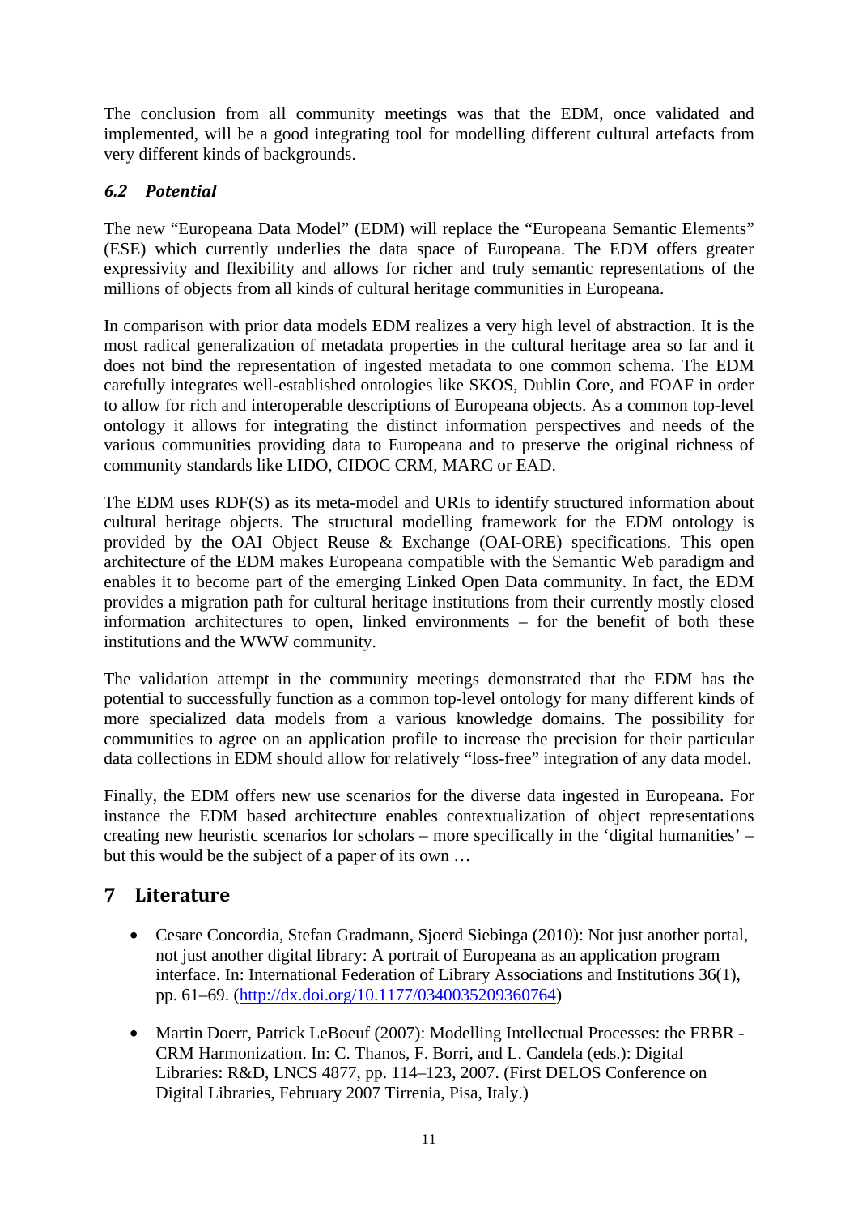The conclusion from all community meetings was that the EDM, once validated and implemented, will be a good integrating tool for modelling different cultural artefacts from very different kinds of backgrounds.

### *6.2 Potential*

The new "Europeana Data Model" (EDM) will replace the "Europeana Semantic Elements" (ESE) which currently underlies the data space of Europeana. The EDM offers greater expressivity and flexibility and allows for richer and truly semantic representations of the millions of objects from all kinds of cultural heritage communities in Europeana.

In comparison with prior data models EDM realizes a very high level of abstraction. It is the most radical generalization of metadata properties in the cultural heritage area so far and it does not bind the representation of ingested metadata to one common schema. The EDM carefully integrates well-established ontologies like SKOS, Dublin Core, and FOAF in order to allow for rich and interoperable descriptions of Europeana objects. As a common top-level ontology it allows for integrating the distinct information perspectives and needs of the various communities providing data to Europeana and to preserve the original richness of community standards like LIDO, CIDOC CRM, MARC or EAD.

The EDM uses RDF(S) as its meta-model and URIs to identify structured information about cultural heritage objects. The structural modelling framework for the EDM ontology is provided by the OAI Object Reuse & Exchange (OAI-ORE) specifications. This open architecture of the EDM makes Europeana compatible with the Semantic Web paradigm and enables it to become part of the emerging Linked Open Data community. In fact, the EDM provides a migration path for cultural heritage institutions from their currently mostly closed information architectures to open, linked environments – for the benefit of both these institutions and the WWW community.

The validation attempt in the community meetings demonstrated that the EDM has the potential to successfully function as a common top-level ontology for many different kinds of more specialized data models from a various knowledge domains. The possibility for communities to agree on an application profile to increase the precision for their particular data collections in EDM should allow for relatively "loss-free" integration of any data model.

Finally, the EDM offers new use scenarios for the diverse data ingested in Europeana. For instance the EDM based architecture enables contextualization of object representations creating new heuristic scenarios for scholars – more specifically in the 'digital humanities' – but this would be the subject of a paper of its own …

## 7 Literature

- Cesare Concordia, Stefan Gradmann, Sjoerd Siebinga (2010): Not just another portal, not just another digital library: A portrait of Europeana as an application program interface. In: International Federation of Library Associations and Institutions 36(1), pp. 61–69. (http://dx.doi.org/10.1177/0340035209360764)

- Martin Doerr, Patrick LeBoeuf (2007): Modelling Intellectual Processes: the FRBR - CRM Harmonization. In: C. Thanos, F. Borri, and L. Candela (eds.): Digital Libraries: R&D, LNCS 4877, pp. 114–123, 2007. (First DELOS Conference on Digital Libraries, February 2007 Tirrenia, Pisa, Italy.)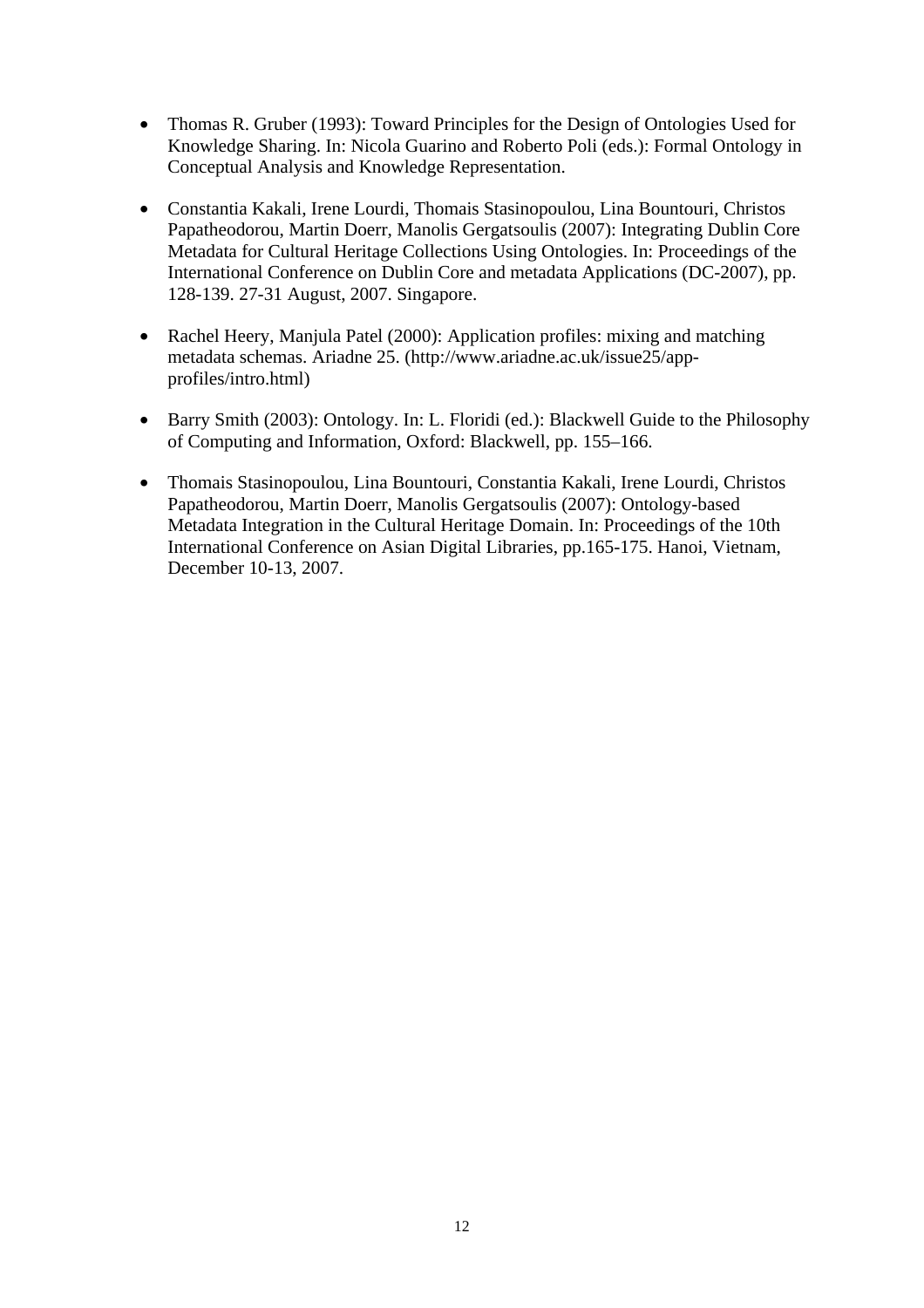- Thomas R. Gruber (1993): Toward Principles for the Design of Ontologies Used for Knowledge Sharing. In: Nicola Guarino and Roberto Poli (eds.): Formal Ontology in Conceptual Analysis and Knowledge Representation.

- Constantia Kakali, Irene Lourdi, Thomais Stasinopoulou, Lina Bountouri, Christos Papatheodorou, Martin Doerr, Manolis Gergatsoulis (2007): Integrating Dublin Core Metadata for Cultural Heritage Collections Using Ontologies. In: Proceedings of the International Conference on Dublin Core and metadata Applications (DC-2007), pp. 128-139. 27-31 August, 2007. Singapore.

- Rachel Heery, Manjula Patel (2000): Application profiles: mixing and matching metadata schemas. Ariadne 25. (http://www.ariadne.ac.uk/issue25/app-profiles/intro.html)

- Barry Smith (2003): Ontology. In: L. Floridi (ed.): Blackwell Guide to the Philosophy of Computing and Information, Oxford: Blackwell, pp. 155–166.

- Thomais Stasinopoulou, Lina Bountouri, Constantia Kakali, Irene Lourdi, Christos Papatheodorou, Martin Doerr, Manolis Gergatsoulis (2007): Ontology-based Metadata Integration in the Cultural Heritage Domain. In: Proceedings of the 10th International Conference on Asian Digital Libraries, pp.165-175. Hanoi, Vietnam, December 10-13, 2007.